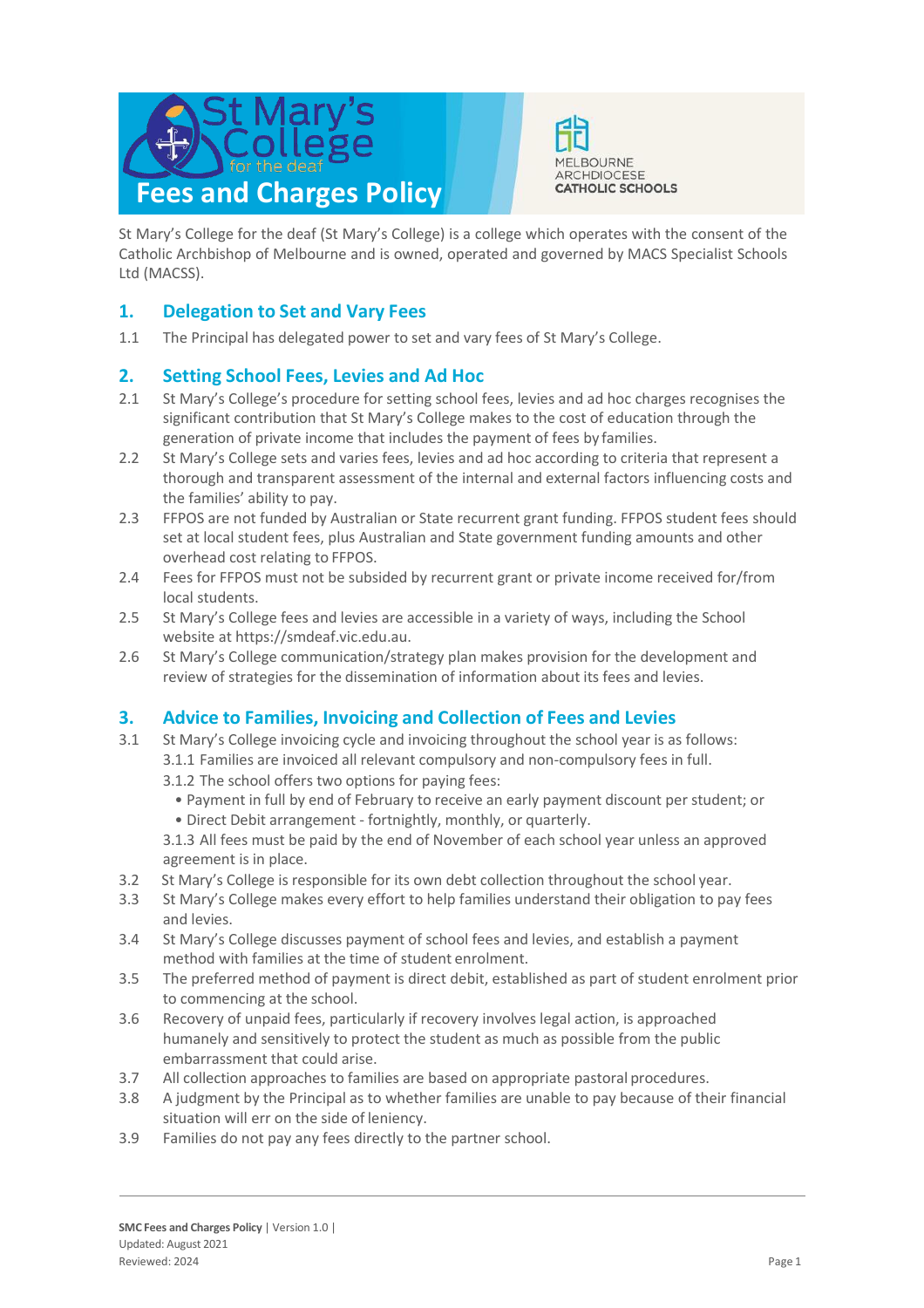# Fees and Charges Policy

St Mary's College for the deaf (St Mary's College) is a college which operates with the consent of the Catholic Archbishop of Melbourne and is owned, operated and governed by MACS Specialist Schools Ltd (MACSS).

## 1. Delegation to Set and Vary Fees

1.1 The Principal has delegated power to set and vary fees of St Mary's College.

## 2. Setting School Fees, Levies and Ad Hoc

2.1 St Mary's College's procedure for setting school fees, levies and ad hoc charges recognises the significant contribution that St Mary's College makes to the cost of education through the generation of private income that includes the payment of fees by families.

2.2 St Mary's College sets and varies fees, levies and ad hoc according to criteria that represent a thorough and transparent assessment of the internal and external factors influencing costs and the families' ability to pay.

2.3 FFPOS are not funded by Australian or State recurrent grant funding. FFPOS student fees should set at local student fees, plus Australian and State government funding amounts and other overhead cost relating to FFPOS.

2.4 Fees for FFPOS must not be subsided by recurrent grant or private income received for/from local students.

2.5 St Mary's College fees and levies are accessible in a variety of ways, including the School website at https://smdeaf.vic.edu.au.

2.6 St Mary's College communication/strategy plan makes provision for the development and review of strategies for the dissemination of information about its fees and levies.

## 3. Advice to Families, Invoicing and Collection of Fees and Levies

3.1 St Mary's College invoicing cycle and invoicing throughout the school year is as follows:

3.1.1 Families are invoiced all relevant compulsory and non-compulsory fees in full.

3.1.2 The school offers two options for paying fees:

- Payment in full by end of February to receive an early payment discount per student; or
- Direct Debit arrangement - fortnightly, monthly, or quarterly.

3.1.3 All fees must be paid by the end of November of each school year unless an approved agreement is in place.

3.2 St Mary's College is responsible for its own debt collection throughout the school year.

3.3 St Mary's College makes every effort to help families understand their obligation to pay fees and levies.

3.4 St Mary's College discusses payment of school fees and levies, and establish a payment method with families at the time of student enrolment.

3.5 The preferred method of payment is direct debit, established as part of student enrolment prior to commencing at the school.

3.6 Recovery of unpaid fees, particularly if recovery involves legal action, is approached humanely and sensitively to protect the student as much as possible from the public embarrassment that could arise.

3.7 All collection approaches to families are based on appropriate pastoral procedures.

3.8 A judgment by the Principal as to whether families are unable to pay because of their financial situation will err on the side of leniency.

3.9 Families do not pay any fees directly to the partner school.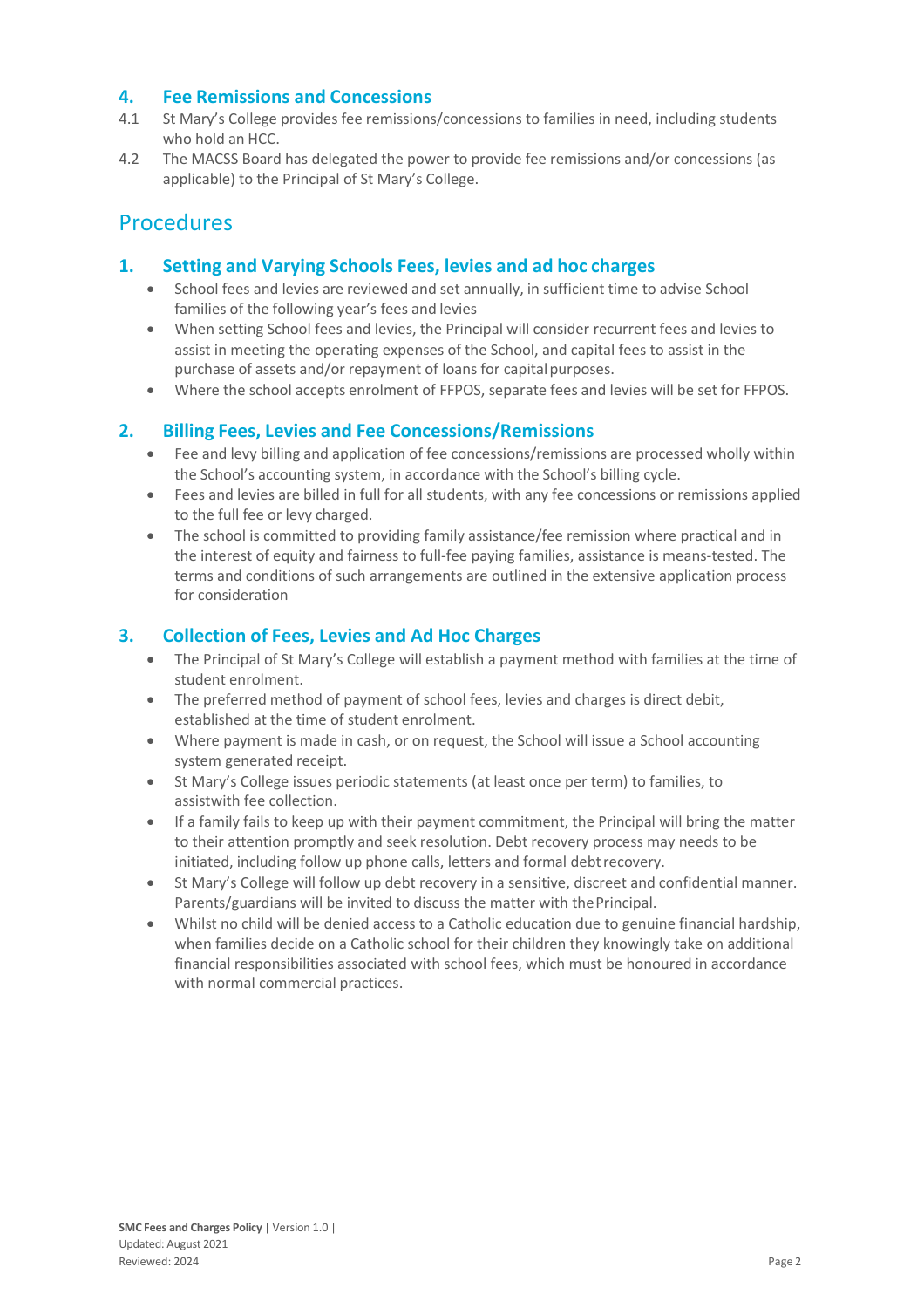## 4. Fee Remissions and Concessions

4.1 St Mary's College provides fee remissions/concessions to families in need, including students who hold an HCC.

4.2 The MACSS Board has delegated the power to provide fee remissions and/or concessions (as applicable) to the Principal of St Mary's College.

# Procedures

## 1. Setting and Varying Schools Fees, levies and ad hoc charges

- School fees and levies are reviewed and set annually, in sufficient time to advise School families of the following year's fees and levies
- When setting School fees and levies, the Principal will consider recurrent fees and levies to assist in meeting the operating expenses of the School, and capital fees to assist in the purchase of assets and/or repayment of loans for capital purposes.
- Where the school accepts enrolment of FFPOS, separate fees and levies will be set for FFPOS.

## 2. Billing Fees, Levies and Fee Concessions/Remissions

- Fee and levy billing and application of fee concessions/remissions are processed wholly within the School's accounting system, in accordance with the School's billing cycle.
- Fees and levies are billed in full for all students, with any fee concessions or remissions applied to the full fee or levy charged.
- The school is committed to providing family assistance/fee remission where practical and in the interest of equity and fairness to full-fee paying families, assistance is means-tested. The terms and conditions of such arrangements are outlined in the extensive application process for consideration

## 3. Collection of Fees, Levies and Ad Hoc Charges

- The Principal of St Mary's College will establish a payment method with families at the time of student enrolment.
- The preferred method of payment of school fees, levies and charges is direct debit, established at the time of student enrolment.
- Where payment is made in cash, or on request, the School will issue a School accounting system generated receipt.
- St Mary's College issues periodic statements (at least once per term) to families, to assistwith fee collection.
- If a family fails to keep up with their payment commitment, the Principal will bring the matter to their attention promptly and seek resolution. Debt recovery process may needs to be initiated, including follow up phone calls, letters and formal debt recovery.
- St Mary's College will follow up debt recovery in a sensitive, discreet and confidential manner. Parents/guardians will be invited to discuss the matter with the Principal.
- Whilst no child will be denied access to a Catholic education due to genuine financial hardship, when families decide on a Catholic school for their children they knowingly take on additional financial responsibilities associated with school fees, which must be honoured in accordance with normal commercial practices.